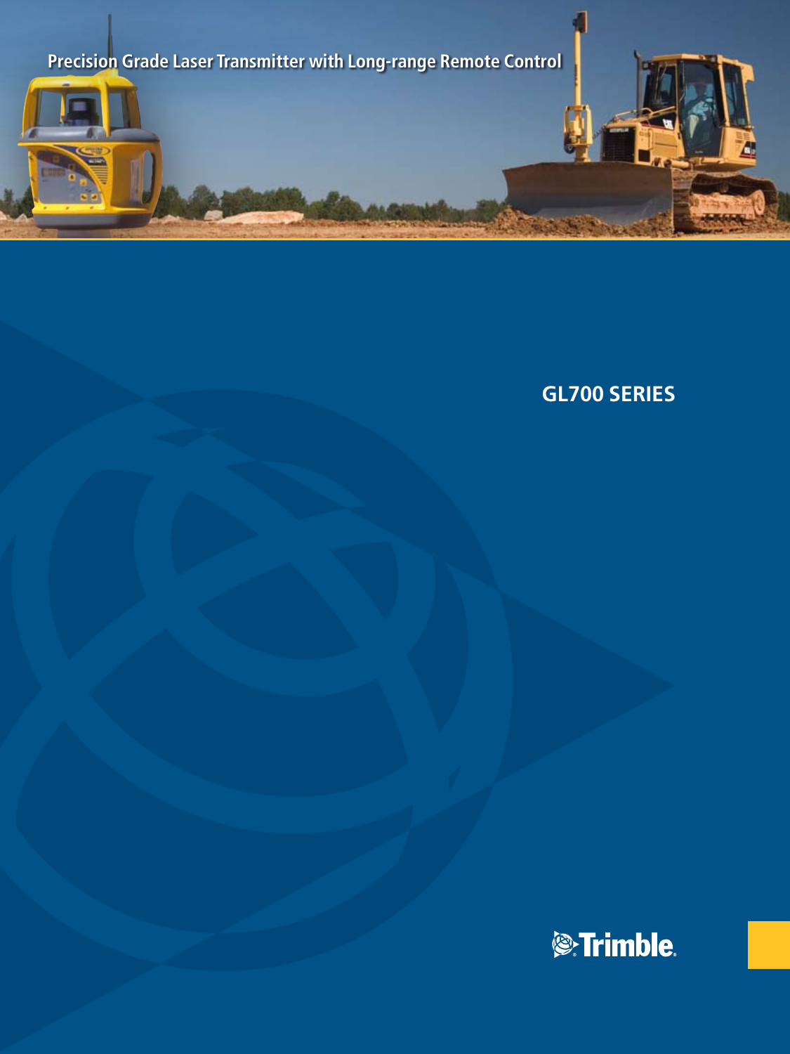Precision Grade Laser Transmitter with Long-range Remote Control

# GL700 SERIES

Trimble.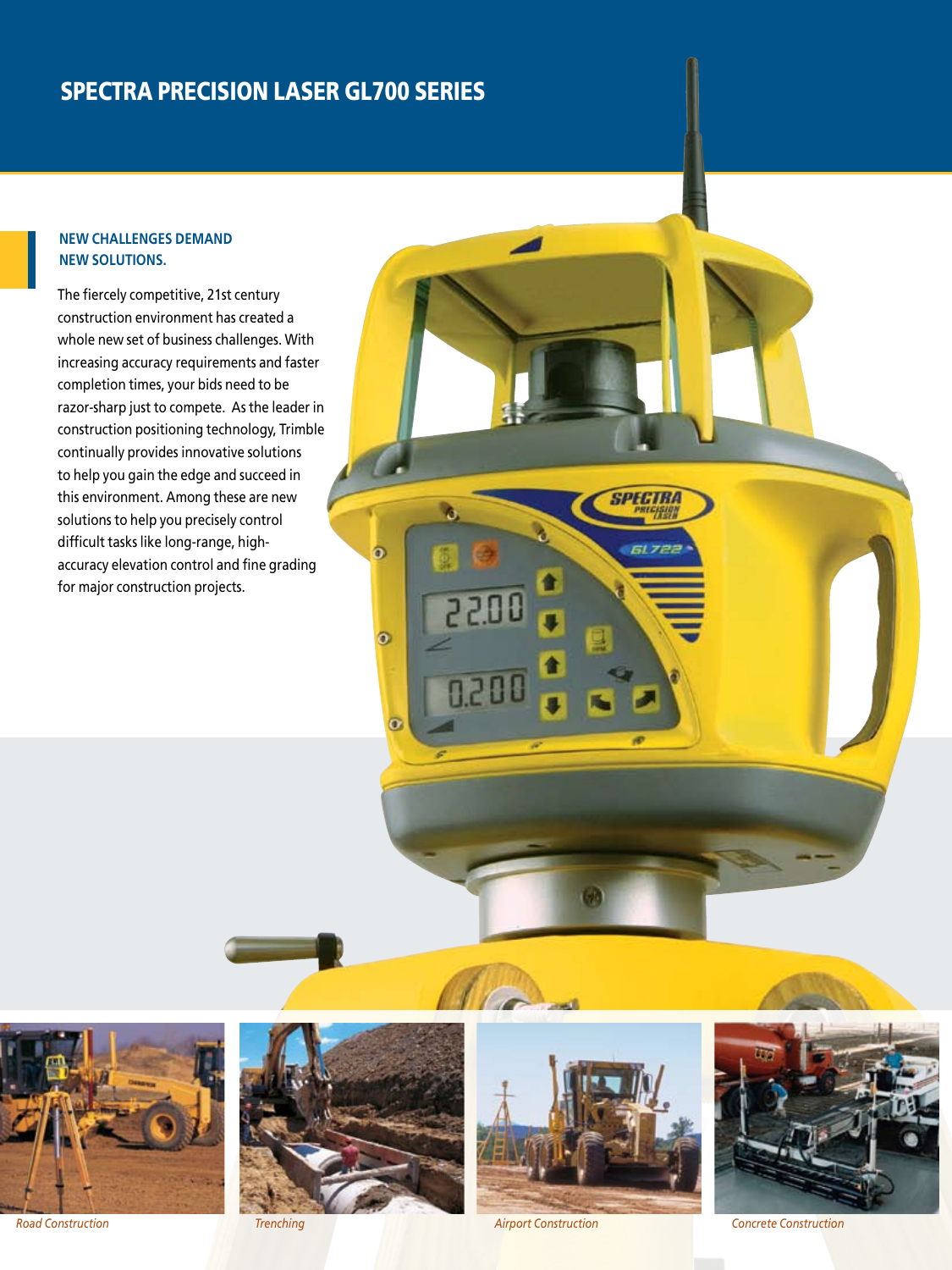# SPECTRA PRECISION LASER GL700 SERIES

## NEW CHALLENGES DEMAND NEW SOLUTIONS.

The fiercely competitive, 21st century construction environment has created a whole new set of business challenges. With increasing accuracy requirements and faster completion times, your bids need to be razor-sharp just to compete. As the leader in construction positioning technology, Trimble continually provides innovative solutions to help you gain the edge and succeed in this environment. Among these are new solutions to help you precisely control difficult tasks like long-range, high-accuracy elevation control and fine grading for major construction projects.

*Road Construction*

*Trenching*

*Airport Construction*

*Concrete Construction*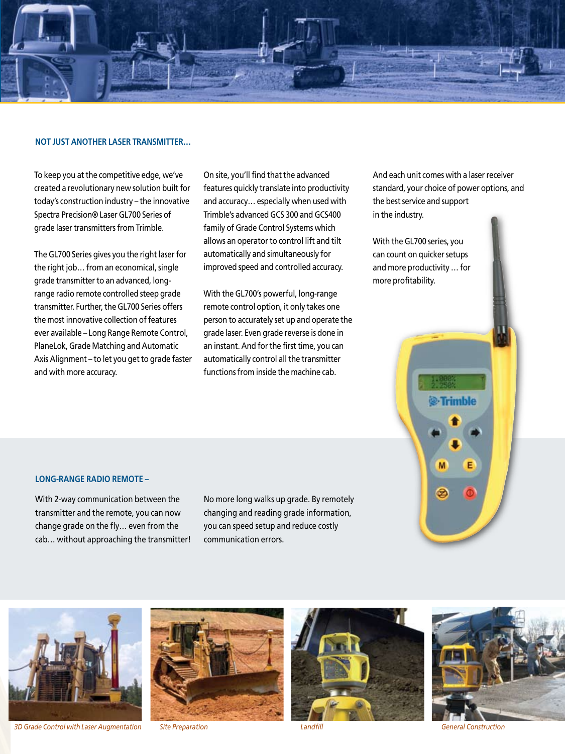## NOT JUST ANOTHER LASER TRANSMITTER…

To keep you at the competitive edge, we've created a revolutionary new solution built for today's construction industry – the innovative Spectra Precision® Laser GL700 Series of grade laser transmitters from Trimble.

The GL700 Series gives you the right laser for the right job… from an economical, single grade transmitter to an advanced, long-range radio remote controlled steep grade transmitter. Further, the GL700 Series offers the most innovative collection of features ever available – Long Range Remote Control, PlaneLok, Grade Matching and Automatic Axis Alignment – to let you get to grade faster and with more accuracy.

On site, you'll find that the advanced features quickly translate into productivity and accuracy… especially when used with Trimble's advanced GCS 300 and GCS400 family of Grade Control Systems which allows an operator to control lift and tilt automatically and simultaneously for improved speed and controlled accuracy.

With the GL700's powerful, long-range remote control option, it only takes one person to accurately set up and operate the grade laser. Even grade reverse is done in an instant. And for the first time, you can automatically control all the transmitter functions from inside the machine cab.

And each unit comes with a laser receiver standard, your choice of power options, and the best service and support in the industry.

With the GL700 series, you can count on quicker setups and more productivity … for more profitability.

## LONG-RANGE RADIO REMOTE –

With 2-way communication between the transmitter and the remote, you can now change grade on the fly… even from the cab… without approaching the transmitter!

No more long walks up grade. By remotely changing and reading grade information, you can speed setup and reduce costly communication errors.

*3D Grade Control with Laser Augmentation*

*Site Preparation*

*Landfill*

*General Construction*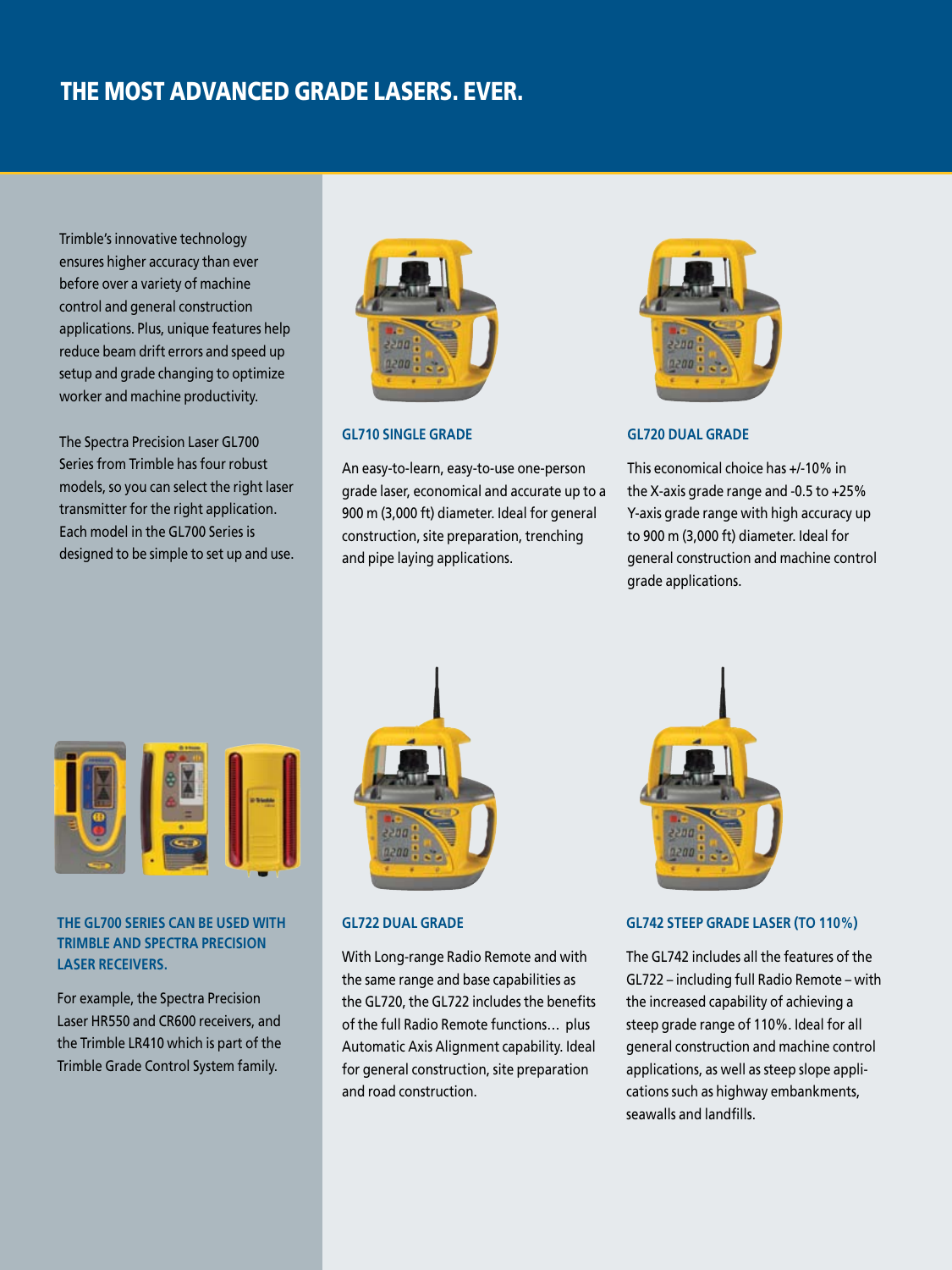# THE MOST ADVANCED GRADE LASERS. EVER.

Trimble's innovative technology ensures higher accuracy than ever before over a variety of machine control and general construction applications. Plus, unique features help reduce beam drift errors and speed up setup and grade changing to optimize worker and machine productivity.

The Spectra Precision Laser GL700 Series from Trimble has four robust models, so you can select the right laser transmitter for the right application. Each model in the GL700 Series is designed to be simple to set up and use.

### GL710 SINGLE GRADE

An easy-to-learn, easy-to-use one-person grade laser, economical and accurate up to a 900 m (3,000 ft) diameter. Ideal for general construction, site preparation, trenching and pipe laying applications.

### GL720 DUAL GRADE

This economical choice has +/-10% in the X-axis grade range and -0.5 to +25% Y-axis grade range with high accuracy up to 900 m (3,000 ft) diameter. Ideal for general construction and machine control grade applications.

### THE GL700 SERIES CAN BE USED WITH TRIMBLE AND SPECTRA PRECISION LASER RECEIVERS.

For example, the Spectra Precision Laser HR550 and CR600 receivers, and the Trimble LR410 which is part of the Trimble Grade Control System family.

### GL722 DUAL GRADE

With Long-range Radio Remote and with the same range and base capabilities as the GL720, the GL722 includes the benefits of the full Radio Remote functions… plus Automatic Axis Alignment capability. Ideal for general construction, site preparation and road construction.

### GL742 STEEP GRADE LASER (TO 110%)

The GL742 includes all the features of the GL722 – including full Radio Remote – with the increased capability of achieving a steep grade range of 110%. Ideal for all general construction and machine control applications, as well as steep slope applications such as highway embankments, seawalls and landfills.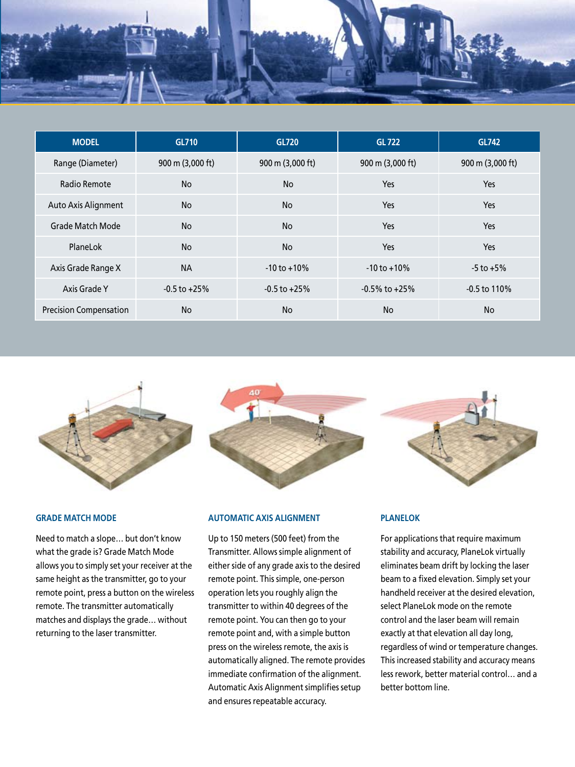| MODEL | GL710 | GL720 | GL 722 | GL742 |
|---|---|---|---|---|
| Range (Diameter) | 900 m (3,000 ft) | 900 m (3,000 ft) | 900 m (3,000 ft) | 900 m (3,000 ft) |
| Radio Remote | No | No | Yes | Yes |
| Auto Axis Alignment | No | No | Yes | Yes |
| Grade Match Mode | No | No | Yes | Yes |
| PlaneLok | No | No | Yes | Yes |
| Axis Grade Range X | NA | -10 to +10% | -10 to +10% | -5 to +5% |
| Axis Grade Y | -0.5 to +25% | -0.5 to +25% | -0.5% to +25% | -0.5 to 110% |
| Precision Compensation | No | No | No | No |

### GRADE MATCH MODE

Need to match a slope… but don't know what the grade is? Grade Match Mode allows you to simply set your receiver at the same height as the transmitter, go to your remote point, press a button on the wireless remote. The transmitter automatically matches and displays the grade… without returning to the laser transmitter.

### AUTOMATIC AXIS ALIGNMENT

Up to 150 meters (500 feet) from the Transmitter. Allows simple alignment of either side of any grade axis to the desired remote point. This simple, one-person operation lets you roughly align the transmitter to within 40 degrees of the remote point. You can then go to your remote point and, with a simple button press on the wireless remote, the axis is automatically aligned. The remote provides immediate confirmation of the alignment. Automatic Axis Alignment simplifies setup and ensures repeatable accuracy.

### PLANELOK

For applications that require maximum stability and accuracy, PlaneLok virtually eliminates beam drift by locking the laser beam to a fixed elevation. Simply set your handheld receiver at the desired elevation, select PlaneLok mode on the remote control and the laser beam will remain exactly at that elevation all day long, regardless of wind or temperature changes. This increased stability and accuracy means less rework, better material control… and a better bottom line.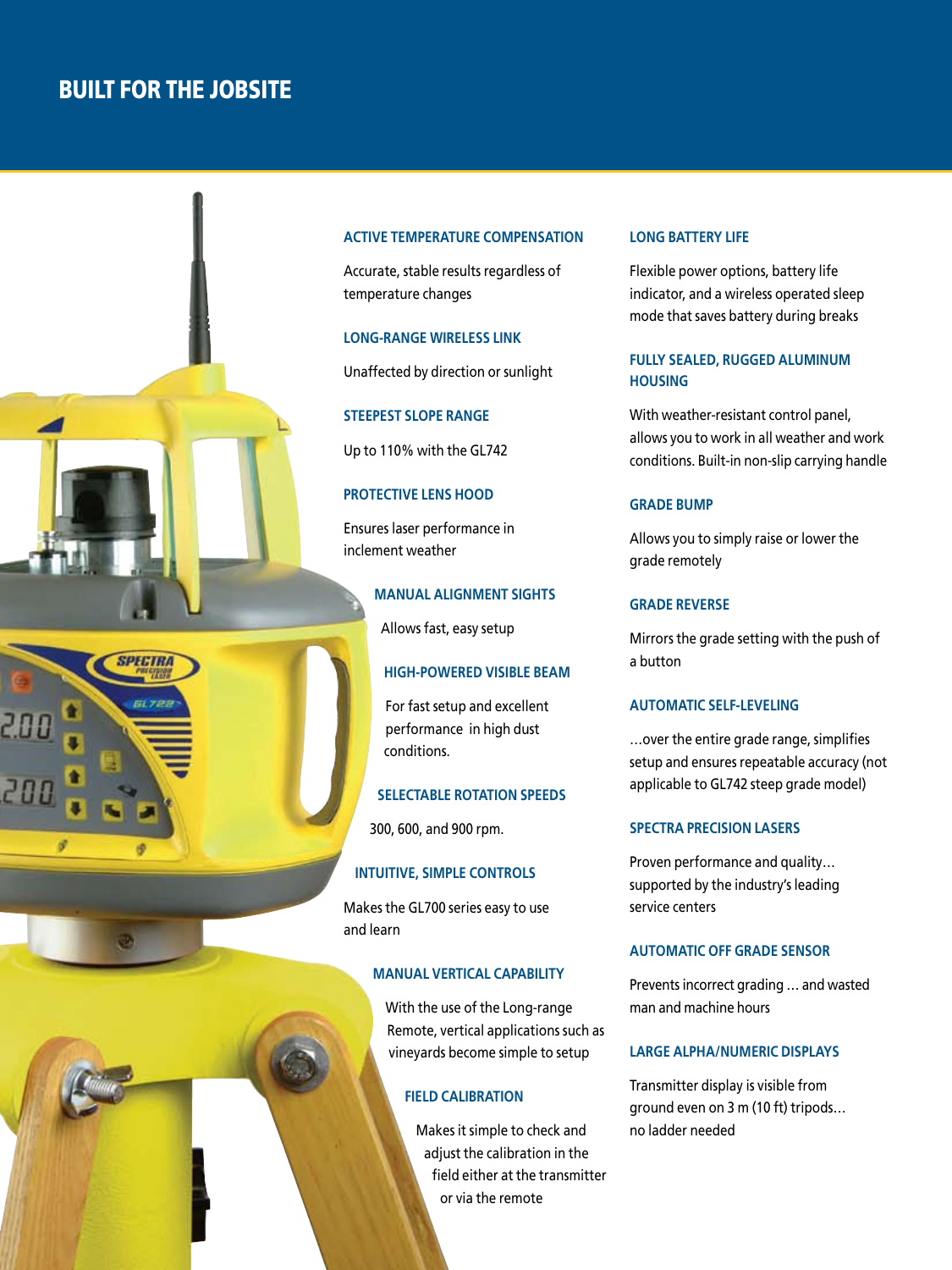# BUILT FOR THE JOBSITE

### ACTIVE TEMPERATURE COMPENSATION

Accurate, stable results regardless of temperature changes

### LONG-RANGE WIRELESS LINK

Unaffected by direction or sunlight

### STEEPEST SLOPE RANGE

Up to 110% with the GL742

### PROTECTIVE LENS HOOD

Ensures laser performance in inclement weather

### MANUAL ALIGNMENT SIGHTS

Allows fast, easy setup

### HIGH-POWERED VISIBLE BEAM

For fast setup and excellent performance in high dust conditions.

### SELECTABLE ROTATION SPEEDS

300, 600, and 900 rpm.

### INTUITIVE, SIMPLE CONTROLS

Makes the GL700 series easy to use and learn

### MANUAL VERTICAL CAPABILITY

With the use of the Long-range Remote, vertical applications such as vineyards become simple to setup

### FIELD CALIBRATION

Makes it simple to check and adjust the calibration in the field either at the transmitter or via the remote

### LONG BATTERY LIFE

Flexible power options, battery life indicator, and a wireless operated sleep mode that saves battery during breaks

### FULLY SEALED, RUGGED ALUMINUM HOUSING

With weather-resistant control panel, allows you to work in all weather and work conditions. Built-in non-slip carrying handle

### GRADE BUMP

Allows you to simply raise or lower the grade remotely

### GRADE REVERSE

Mirrors the grade setting with the push of a button

### AUTOMATIC SELF-LEVELING

…over the entire grade range, simplifies setup and ensures repeatable accuracy (not applicable to GL742 steep grade model)

### SPECTRA PRECISION LASERS

Proven performance and quality… supported by the industry's leading service centers

### AUTOMATIC OFF GRADE SENSOR

Prevents incorrect grading … and wasted man and machine hours

### LARGE ALPHA/NUMERIC DISPLAYS

Transmitter display is visible from ground even on 3 m (10 ft) tripods… no ladder needed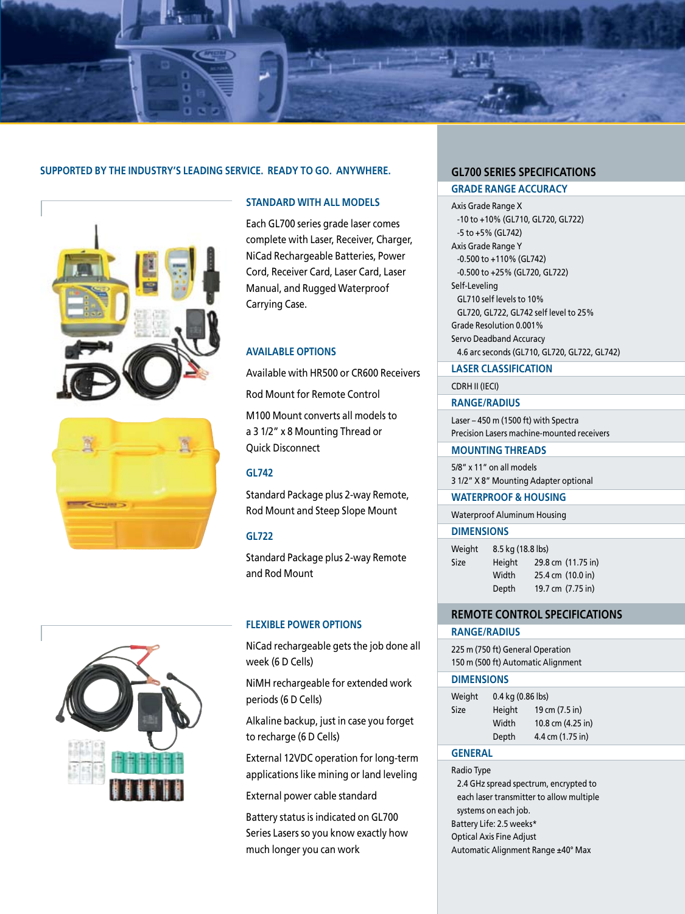## SUPPORTED BY THE INDUSTRY'S LEADING SERVICE. READY TO GO. ANYWHERE.

### STANDARD WITH ALL MODELS

Each GL700 series grade laser comes complete with Laser, Receiver, Charger, NiCad Rechargeable Batteries, Power Cord, Receiver Card, Laser Card, Laser Manual, and Rugged Waterproof Carrying Case.

### AVAILABLE OPTIONS

Available with HR500 or CR600 Receivers

Rod Mount for Remote Control

M100 Mount converts all models to a 3 1/2" x 8 Mounting Thread or Quick Disconnect

### GL742

Standard Package plus 2-way Remote, Rod Mount and Steep Slope Mount

### GL722

Standard Package plus 2-way Remote and Rod Mount

### FLEXIBLE POWER OPTIONS

NiCad rechargeable gets the job done all week (6 D Cells)

NiMH rechargeable for extended work periods (6 D Cells)

Alkaline backup, just in case you forget to recharge (6 D Cells)

External 12VDC operation for long-term applications like mining or land leveling

External power cable standard

Battery status is indicated on GL700 Series Lasers so you know exactly how much longer you can work

## GL700 SERIES SPECIFICATIONS

### GRADE RANGE ACCURACY

Axis Grade Range X
- -10 to +10% (GL710, GL720, GL722)
- -5 to +5% (GL742)

Axis Grade Range Y
- -0.500 to +110% (GL742)
- -0.500 to +25% (GL720, GL722)

Self-Leveling
- GL710 self levels to 10%
- GL720, GL722, GL742 self level to 25%

Grade Resolution 0.001%

Servo Deadband Accuracy
- 4.6 arc seconds (GL710, GL720, GL722, GL742)

### LASER CLASSIFICATION

CDRH II (IECI)

### RANGE/RADIUS

Laser – 450 m (1500 ft) with Spectra Precision Lasers machine-mounted receivers

### MOUNTING THREADS

5/8" x 11" on all models
3 1/2" X 8" Mounting Adapter optional

### WATERPROOF & HOUSING

Waterproof Aluminum Housing

### DIMENSIONS

| | | |
|---|---|---|
| Weight | | 8.5 kg (18.8 lbs) |
| Size | Height | 29.8 cm (11.75 in) |
| | Width | 25.4 cm (10.0 in) |
| | Depth | 19.7 cm (7.75 in) |

## REMOTE CONTROL SPECIFICATIONS

### RANGE/RADIUS

225 m (750 ft) General Operation
150 m (500 ft) Automatic Alignment

### DIMENSIONS

| | | |
|---|---|---|
| Weight | | 0.4 kg (0.86 lbs) |
| Size | Height | 19 cm (7.5 in) |
| | Width | 10.8 cm (4.25 in) |
| | Depth | 4.4 cm (1.75 in) |

### GENERAL

Radio Type
- 2.4 GHz spread spectrum, encrypted to each laser transmitter to allow multiple systems on each job.

Battery Life: 2.5 weeks*

Optical Axis Fine Adjust

Automatic Alignment Range ±40° Max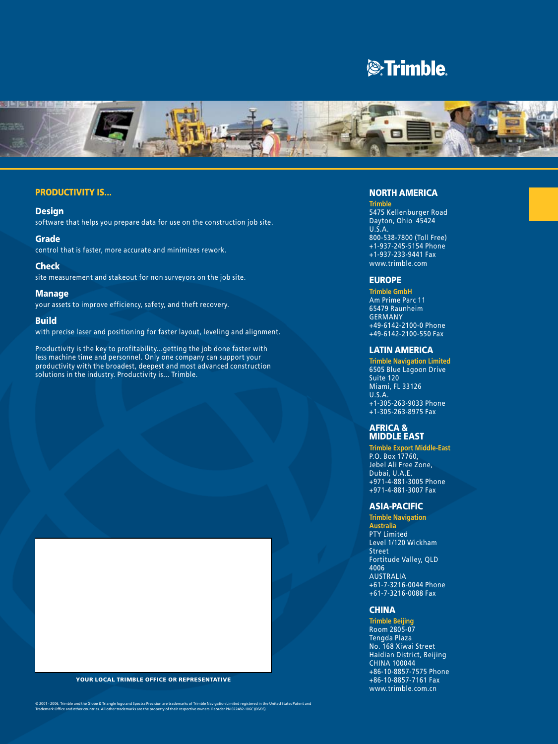Trimble

## PRODUCTIVITY IS...

### Design

software that helps you prepare data for use on the construction job site.

### Grade

control that is faster, more accurate and minimizes rework.

### Check

site measurement and stakeout for non surveyors on the job site.

### Manage

your assets to improve efficiency, safety, and theft recovery.

### Build

with precise laser and positioning for faster layout, leveling and alignment.

Productivity is the key to profitability...getting the job done faster with less machine time and personnel. Only one company can support your productivity with the broadest, deepest and most advanced construction solutions in the industry. Productivity is... Trimble.

YOUR LOCAL TRIMBLE OFFICE OR REPRESENTATIVE

## NORTH AMERICA

**Trimble**
5475 Kellenburger Road
Dayton, Ohio 45424
U.S.A.
800-538-7800 (Toll Free)
+1-937-245-5154 Phone
+1-937-233-9441 Fax
www.trimble.com

## EUROPE

**Trimble GmbH**
Am Prime Parc 11
65479 Raunheim
GERMANY
+49-6142-2100-0 Phone
+49-6142-2100-550 Fax

## LATIN AMERICA

**Trimble Navigation Limited**
6505 Blue Lagoon Drive
Suite 120
Miami, FL 33126
U.S.A.
+1-305-263-9033 Phone
+1-305-263-8975 Fax

## AFRICA & MIDDLE EAST

**Trimble Export Middle-East**
P.O. Box 17760,
Jebel Ali Free Zone,
Dubai, U.A.E.
+971-4-881-3005 Phone
+971-4-881-3007 Fax

## ASIA-PACIFIC

**Trimble Navigation Australia**
PTY Limited
Level 1/120 Wickham Street
Fortitude Valley, QLD 4006
AUSTRALIA
+61-7-3216-0044 Phone
+61-7-3216-0088 Fax

## CHINA

**Trimble Beijing**
Room 2805-07
Tengda Plaza
No. 168 Xiwai Street
Haidian District, Beijing
CHINA 100044
+86-10-8857-7575 Phone
+86-10-8857-7161 Fax
www.trimble.com.cn

© 2001 - 2006, Trimble and the Globe & Triangle logo and Spectra Precision are trademarks of Trimble Navigation Limited registered in the United States Patent and Trademark Office and other countries. All other trademarks are the property of their respective owners. Reorder PN 022482-106C (06/06)